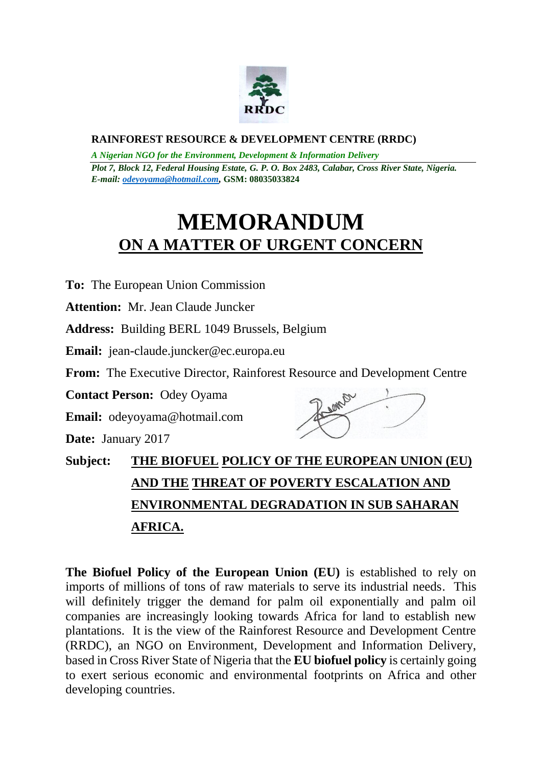**RAINFOREST RESOURCE & DEVELOPMENT CENTRE (RRDC)**

***A Nigerian NGO for the Environment, Development & Information Delivery***

***Plot 7, Block 12, Federal Housing Estate, G. P. O. Box 2483, Calabar, Cross River State, Nigeria.***
***E-mail: odeyoyama@hotmail.com*, GSM: 08035033824**

# MEMORANDUM

## ON A MATTER OF URGENT CONCERN

**To:** The European Union Commission

**Attention:** Mr. Jean Claude Juncker

**Address:** Building BERL 1049 Brussels, Belgium

**Email:** jean-claude.juncker@ec.europa.eu

**From:** The Executive Director, Rainforest Resource and Development Centre

**Contact Person:** Odey Oyama

**Email:** odeyoyama@hotmail.com

**Date:** January 2017

**Subject:** **THE BIOFUEL POLICY OF THE EUROPEAN UNION (EU) AND THE THREAT OF POVERTY ESCALATION AND ENVIRONMENTAL DEGRADATION IN SUB SAHARAN AFRICA.**

**The Biofuel Policy of the European Union (EU)** is established to rely on imports of millions of tons of raw materials to serve its industrial needs. This will definitely trigger the demand for palm oil exponentially and palm oil companies are increasingly looking towards Africa for land to establish new plantations. It is the view of the Rainforest Resource and Development Centre (RRDC), an NGO on Environment, Development and Information Delivery, based in Cross River State of Nigeria that the **EU biofuel policy** is certainly going to exert serious economic and environmental footprints on Africa and other developing countries.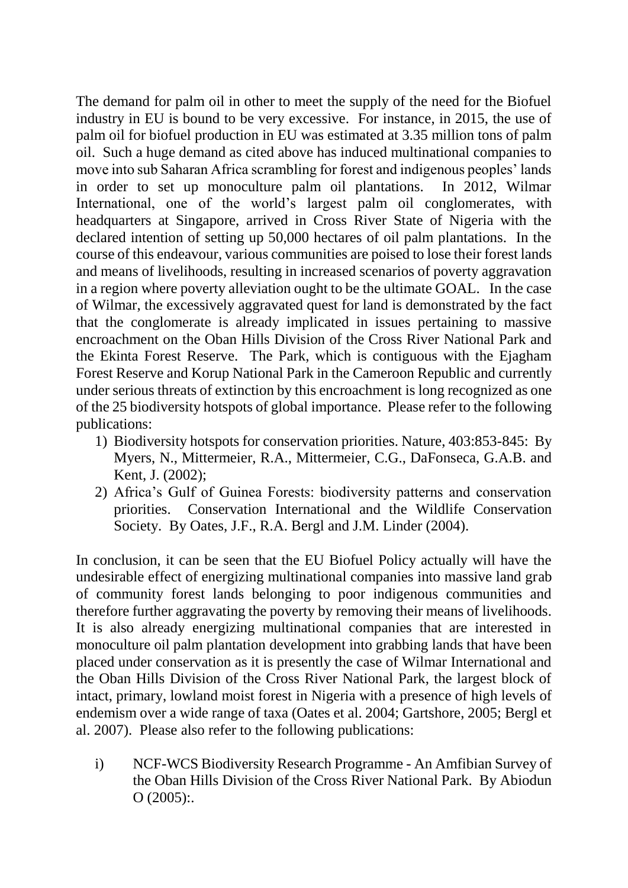The demand for palm oil in other to meet the supply of the need for the Biofuel industry in EU is bound to be very excessive. For instance, in 2015, the use of palm oil for biofuel production in EU was estimated at 3.35 million tons of palm oil. Such a huge demand as cited above has induced multinational companies to move into sub Saharan Africa scrambling for forest and indigenous peoples' lands in order to set up monoculture palm oil plantations. In 2012, Wilmar International, one of the world's largest palm oil conglomerates, with headquarters at Singapore, arrived in Cross River State of Nigeria with the declared intention of setting up 50,000 hectares of oil palm plantations. In the course of this endeavour, various communities are poised to lose their forest lands and means of livelihoods, resulting in increased scenarios of poverty aggravation in a region where poverty alleviation ought to be the ultimate GOAL. In the case of Wilmar, the excessively aggravated quest for land is demonstrated by the fact that the conglomerate is already implicated in issues pertaining to massive encroachment on the Oban Hills Division of the Cross River National Park and the Ekinta Forest Reserve. The Park, which is contiguous with the Ejagham Forest Reserve and Korup National Park in the Cameroon Republic and currently under serious threats of extinction by this encroachment is long recognized as one of the 25 biodiversity hotspots of global importance. Please refer to the following publications:

1) Biodiversity hotspots for conservation priorities. Nature, 403:853-845: By Myers, N., Mittermeier, R.A., Mittermeier, C.G., DaFonseca, G.A.B. and Kent, J. (2002);
2) Africa's Gulf of Guinea Forests: biodiversity patterns and conservation priorities. Conservation International and the Wildlife Conservation Society. By Oates, J.F., R.A. Bergl and J.M. Linder (2004).

In conclusion, it can be seen that the EU Biofuel Policy actually will have the undesirable effect of energizing multinational companies into massive land grab of community forest lands belonging to poor indigenous communities and therefore further aggravating the poverty by removing their means of livelihoods. It is also already energizing multinational companies that are interested in monoculture oil palm plantation development into grabbing lands that have been placed under conservation as it is presently the case of Wilmar International and the Oban Hills Division of the Cross River National Park, the largest block of intact, primary, lowland moist forest in Nigeria with a presence of high levels of endemism over a wide range of taxa (Oates et al. 2004; Gartshore, 2005; Bergl et al. 2007). Please also refer to the following publications:

i) NCF-WCS Biodiversity Research Programme - An Amfibian Survey of the Oban Hills Division of the Cross River National Park. By Abiodun O (2005):.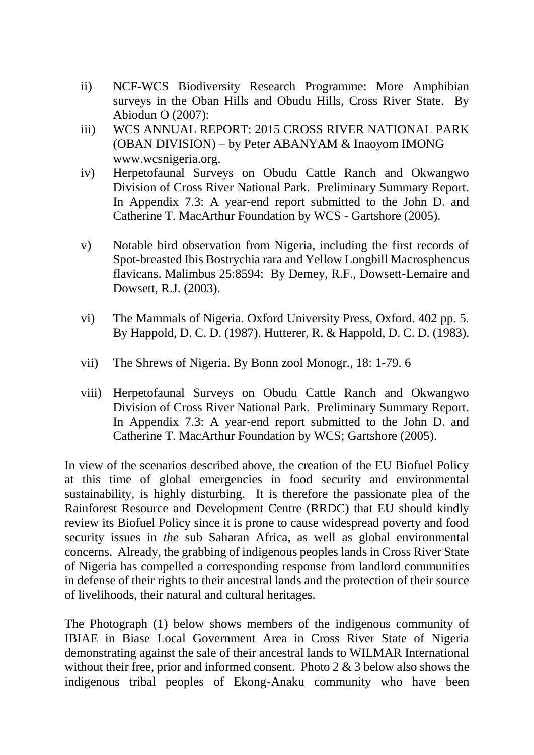ii) NCF-WCS Biodiversity Research Programme: More Amphibian surveys in the Oban Hills and Obudu Hills, Cross River State. By Abiodun O (2007):

iii) WCS ANNUAL REPORT: 2015 CROSS RIVER NATIONAL PARK (OBAN DIVISION) – by Peter ABANYAM & Inaoyom IMONG www.wcsnigeria.org.

iv) Herpetofaunal Surveys on Obudu Cattle Ranch and Okwangwo Division of Cross River National Park. Preliminary Summary Report. In Appendix 7.3: A year-end report submitted to the John D. and Catherine T. MacArthur Foundation by WCS - Gartshore (2005).

v) Notable bird observation from Nigeria, including the first records of Spot-breasted Ibis Bostrychia rara and Yellow Longbill Macrosphencus flavicans. Malimbus 25:8594: By Demey, R.F., Dowsett-Lemaire and Dowsett, R.J. (2003).

vi) The Mammals of Nigeria. Oxford University Press, Oxford. 402 pp. 5. By Happold, D. C. D. (1987). Hutterer, R. & Happold, D. C. D. (1983).

vii) The Shrews of Nigeria. By Bonn zool Monogr., 18: 1-79. 6

viii) Herpetofaunal Surveys on Obudu Cattle Ranch and Okwangwo Division of Cross River National Park. Preliminary Summary Report. In Appendix 7.3: A year-end report submitted to the John D. and Catherine T. MacArthur Foundation by WCS; Gartshore (2005).

In view of the scenarios described above, the creation of the EU Biofuel Policy at this time of global emergencies in food security and environmental sustainability, is highly disturbing. It is therefore the passionate plea of the Rainforest Resource and Development Centre (RRDC) that EU should kindly review its Biofuel Policy since it is prone to cause widespread poverty and food security issues in *the* sub Saharan Africa, as well as global environmental concerns. Already, the grabbing of indigenous peoples lands in Cross River State of Nigeria has compelled a corresponding response from landlord communities in defense of their rights to their ancestral lands and the protection of their source of livelihoods, their natural and cultural heritages.

The Photograph (1) below shows members of the indigenous community of IBIAE in Biase Local Government Area in Cross River State of Nigeria demonstrating against the sale of their ancestral lands to WILMAR International without their free, prior and informed consent. Photo 2 & 3 below also shows the indigenous tribal peoples of Ekong-Anaku community who have been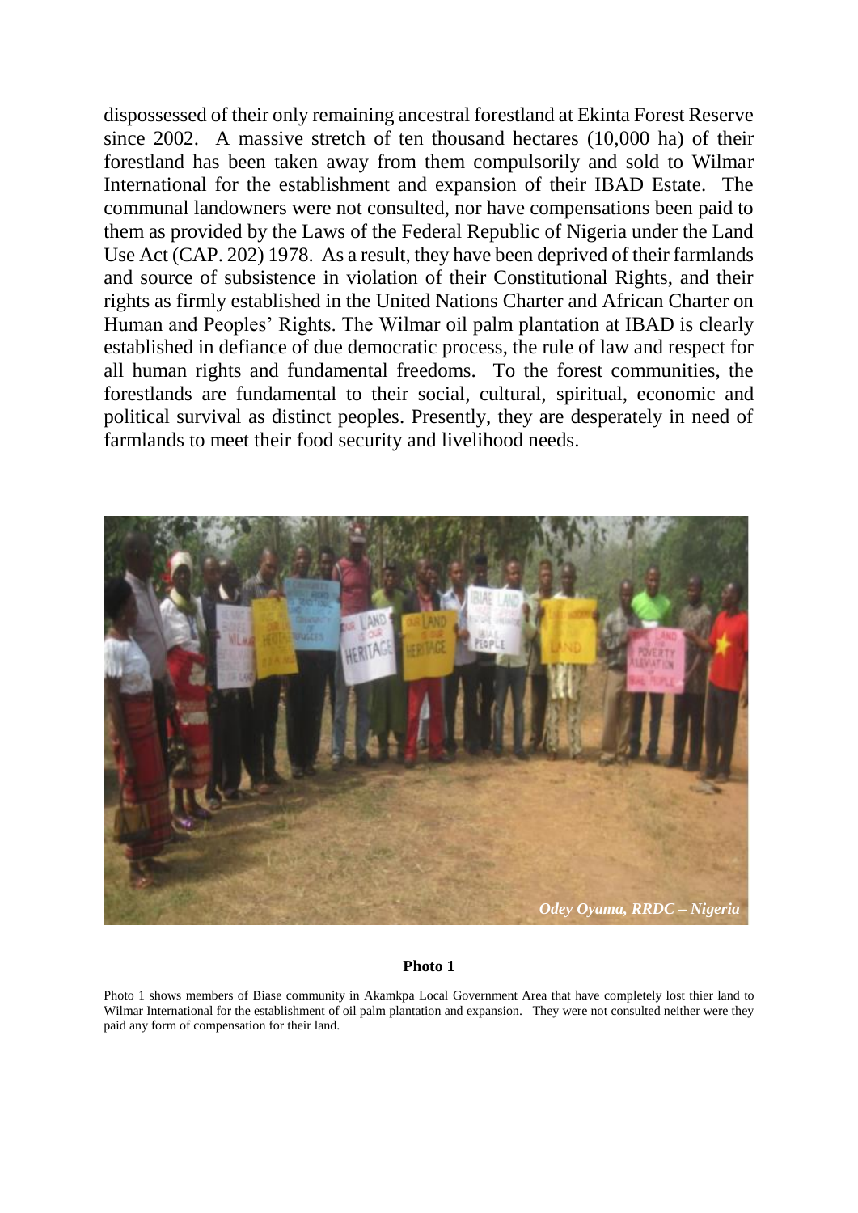dispossessed of their only remaining ancestral forestland at Ekinta Forest Reserve since 2002. A massive stretch of ten thousand hectares (10,000 ha) of their forestland has been taken away from them compulsorily and sold to Wilmar International for the establishment and expansion of their IBAD Estate. The communal landowners were not consulted, nor have compensations been paid to them as provided by the Laws of the Federal Republic of Nigeria under the Land Use Act (CAP. 202) 1978. As a result, they have been deprived of their farmlands and source of subsistence in violation of their Constitutional Rights, and their rights as firmly established in the United Nations Charter and African Charter on Human and Peoples' Rights. The Wilmar oil palm plantation at IBAD is clearly established in defiance of due democratic process, the rule of law and respect for all human rights and fundamental freedoms. To the forest communities, the forestlands are fundamental to their social, cultural, spiritual, economic and political survival as distinct peoples. Presently, they are desperately in need of farmlands to meet their food security and livelihood needs.

*Odey Oyama, RRDC – Nigeria*

**Photo 1**

Photo 1 shows members of Biase community in Akamkpa Local Government Area that have completely lost thier land to Wilmar International for the establishment of oil palm plantation and expansion. They were not consulted neither were they paid any form of compensation for their land.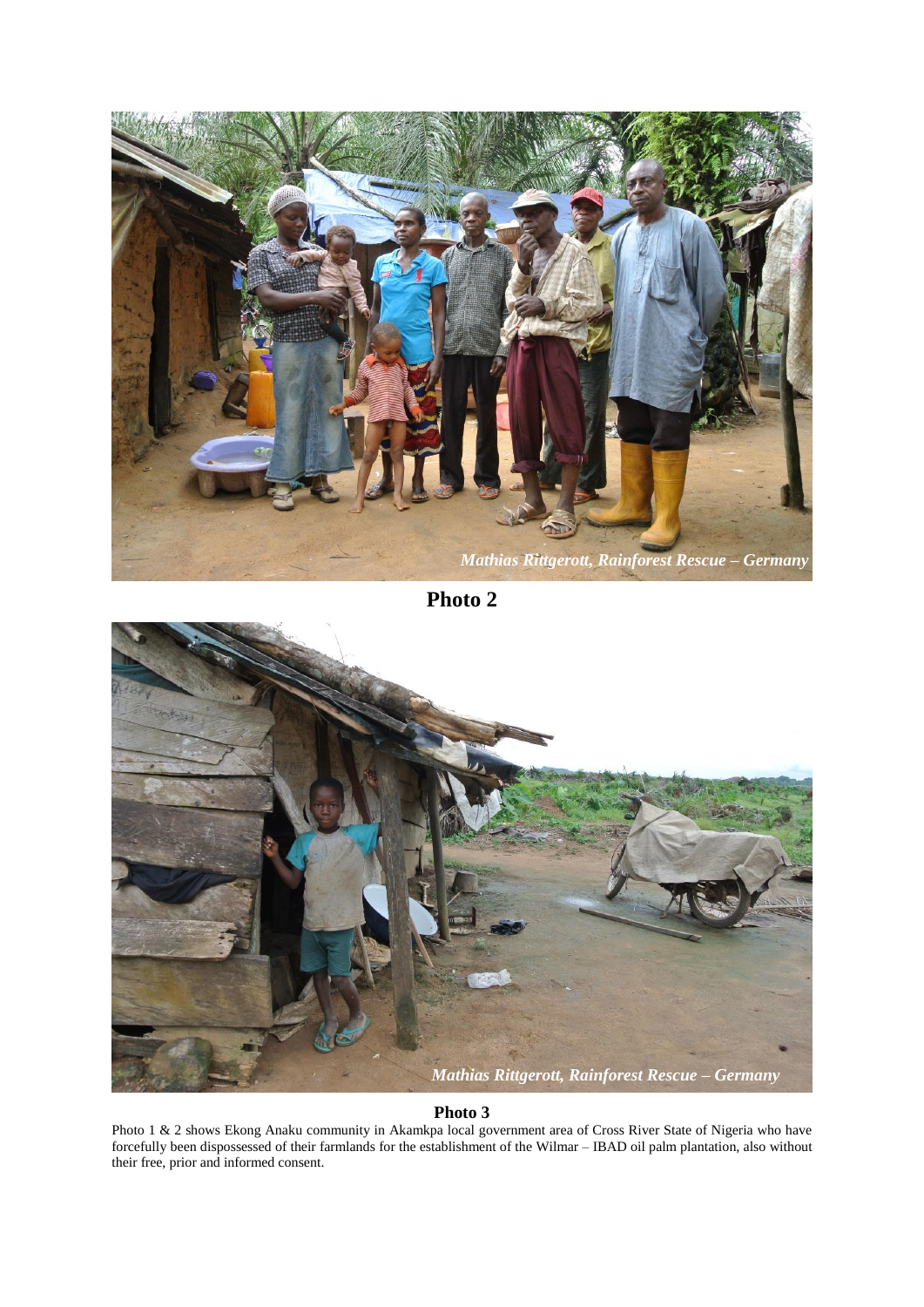Mathias Rittgerott, Rainforest Rescue – Germany

**Photo 2**

Mathias Rittgerott, Rainforest Rescue – Germany

**Photo 3**

Photo 1 & 2 shows Ekong Anaku community in Akamkpa local government area of Cross River State of Nigeria who have forcefully been dispossessed of their farmlands for the establishment of the Wilmar – IBAD oil palm plantation, also without their free, prior and informed consent.